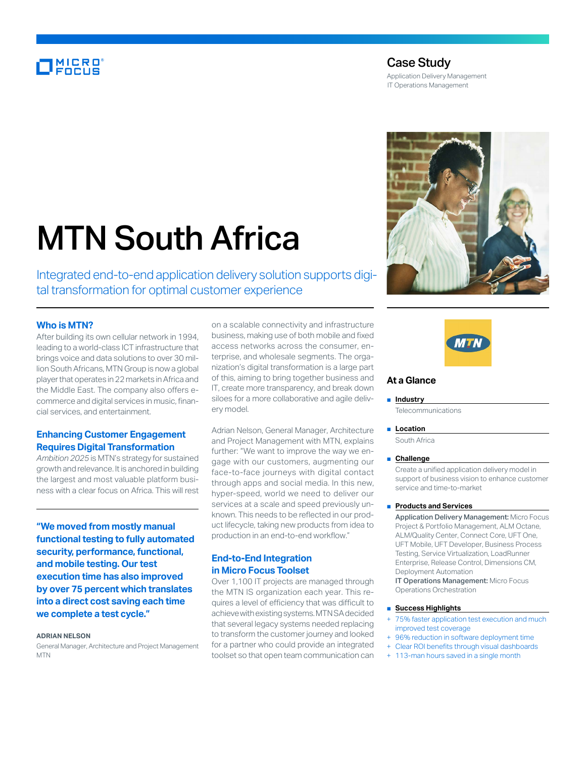Case Study

Application Delivery Management
IT Operations Management

# MTN South Africa

Integrated end-to-end application delivery solution supports digital transformation for optimal customer experience

## Who is MTN?

After building its own cellular network in 1994, leading to a world-class ICT infrastructure that brings voice and data solutions to over 30 million South Africans, MTN Group is now a global player that operates in 22 markets in Africa and the Middle East. The company also offers e-commerce and digital services in music, financial services, and entertainment.

## Enhancing Customer Engagement Requires Digital Transformation

*Ambition 2025* is MTN's strategy for sustained growth and relevance. It is anchored in building the largest and most valuable platform business with a clear focus on Africa. This will rest on a scalable connectivity and infrastructure business, making use of both mobile and fixed access networks across the consumer, enterprise, and wholesale segments. The organization's digital transformation is a large part of this, aiming to bring together business and IT, create more transparency, and break down siloes for a more collaborative and agile delivery model.

Adrian Nelson, General Manager, Architecture and Project Management with MTN, explains further: "We want to improve the way we engage with our customers, augmenting our face-to-face journeys with digital contact through apps and social media. In this new, hyper-speed, world we need to deliver our services at a scale and speed previously unknown. This needs to be reflected in our product lifecycle, taking new products from idea to production in an end-to-end workflow."

**"We moved from mostly manual functional testing to fully automated security, performance, functional, and mobile testing. Our test execution time has also improved by over 75 percent which translates into a direct cost saving each time we complete a test cycle."**

**ADRIAN NELSON**
General Manager, Architecture and Project Management
MTN

## End-to-End Integration in Micro Focus Toolset

Over 1,100 IT projects are managed through the MTN IS organization each year. This requires a level of efficiency that was difficult to achieve with existing systems. MTN SA decided that several legacy systems needed replacing to transform the customer journey and looked for a partner who could provide an integrated toolset so that open team communication can

### At a Glance

- **Industry**
  Telecommunications
- **Location**
  South Africa
- **Challenge**
  Create a unified application delivery model in support of business vision to enhance customer service and time-to-market
- **Products and Services**
  **Application Delivery Management:** Micro Focus Project & Portfolio Management, ALM Octane, ALM/Quality Center, Connect Core, UFT One, UFT Mobile, UFT Developer, Business Process Testing, Service Virtualization, LoadRunner Enterprise, Release Control, Dimensions CM, Deployment Automation
  **IT Operations Management:** Micro Focus Operations Orchestration
- **Success Highlights**
  - + 75% faster application test execution and much improved test coverage
  - + 96% reduction in software deployment time
  - + Clear ROI benefits through visual dashboards
  - + 113-man hours saved in a single month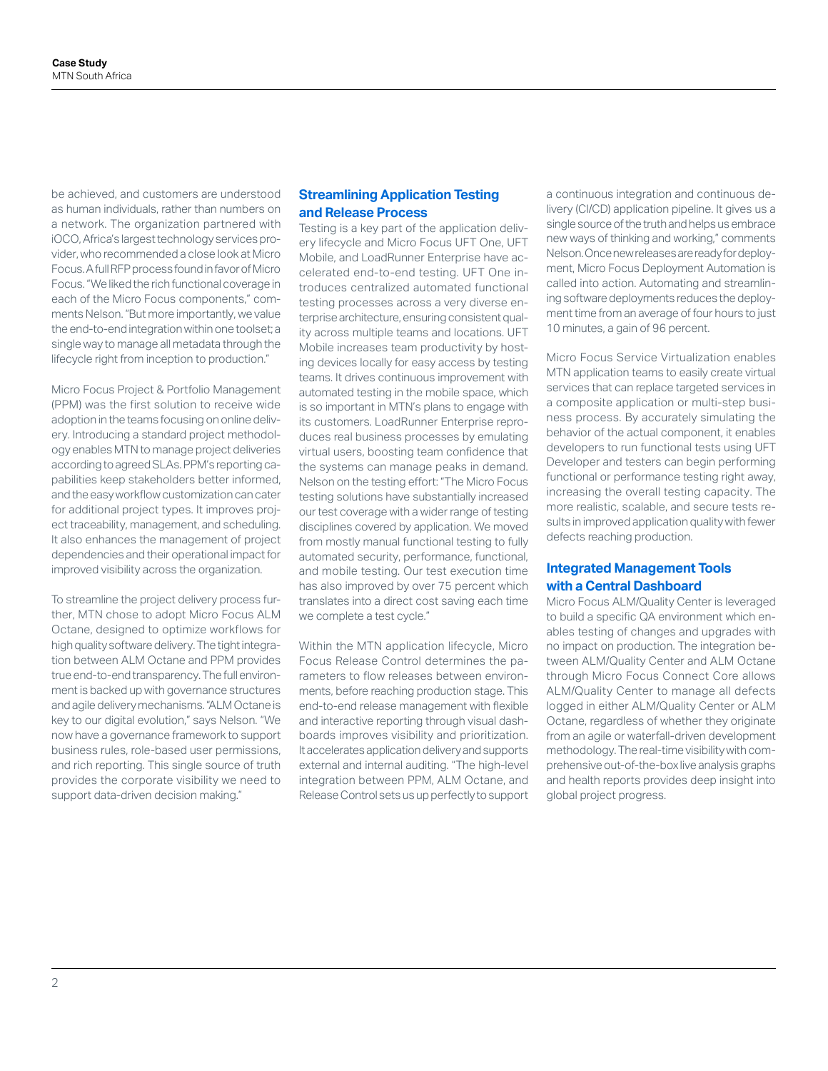be achieved, and customers are understood as human individuals, rather than numbers on a network. The organization partnered with iOCO, Africa's largest technology services provider, who recommended a close look at Micro Focus. A full RFP process found in favor of Micro Focus. "We liked the rich functional coverage in each of the Micro Focus components," comments Nelson. "But more importantly, we value the end-to-end integration within one toolset; a single way to manage all metadata through the lifecycle right from inception to production."

Micro Focus Project & Portfolio Management (PPM) was the first solution to receive wide adoption in the teams focusing on online delivery. Introducing a standard project methodology enables MTN to manage project deliveries according to agreed SLAs. PPM's reporting capabilities keep stakeholders better informed, and the easy workflow customization can cater for additional project types. It improves project traceability, management, and scheduling. It also enhances the management of project dependencies and their operational impact for improved visibility across the organization.

To streamline the project delivery process further, MTN chose to adopt Micro Focus ALM Octane, designed to optimize workflows for high quality software delivery. The tight integration between ALM Octane and PPM provides true end-to-end transparency. The full environment is backed up with governance structures and agile delivery mechanisms. "ALM Octane is key to our digital evolution," says Nelson. "We now have a governance framework to support business rules, role-based user permissions, and rich reporting. This single source of truth provides the corporate visibility we need to support data-driven decision making."

## Streamlining Application Testing and Release Process

Testing is a key part of the application delivery lifecycle and Micro Focus UFT One, UFT Mobile, and LoadRunner Enterprise have accelerated end-to-end testing. UFT One introduces centralized automated functional testing processes across a very diverse enterprise architecture, ensuring consistent quality across multiple teams and locations. UFT Mobile increases team productivity by hosting devices locally for easy access by testing teams. It drives continuous improvement with automated testing in the mobile space, which is so important in MTN's plans to engage with its customers. LoadRunner Enterprise reproduces real business processes by emulating virtual users, boosting team confidence that the systems can manage peaks in demand. Nelson on the testing effort: "The Micro Focus testing solutions have substantially increased our test coverage with a wider range of testing disciplines covered by application. We moved from mostly manual functional testing to fully automated security, performance, functional, and mobile testing. Our test execution time has also improved by over 75 percent which translates into a direct cost saving each time we complete a test cycle."

Within the MTN application lifecycle, Micro Focus Release Control determines the parameters to flow releases between environments, before reaching production stage. This end-to-end release management with flexible and interactive reporting through visual dashboards improves visibility and prioritization. It accelerates application delivery and supports external and internal auditing. "The high-level integration between PPM, ALM Octane, and Release Control sets us up perfectly to support a continuous integration and continuous delivery (CI/CD) application pipeline. It gives us a single source of the truth and helps us embrace new ways of thinking and working," comments Nelson. Once new releases are ready for deployment, Micro Focus Deployment Automation is called into action. Automating and streamlining software deployments reduces the deployment time from an average of four hours to just 10 minutes, a gain of 96 percent.

Micro Focus Service Virtualization enables MTN application teams to easily create virtual services that can replace targeted services in a composite application or multi-step business process. By accurately simulating the behavior of the actual component, it enables developers to run functional tests using UFT Developer and testers can begin performing functional or performance testing right away, increasing the overall testing capacity. The more realistic, scalable, and secure tests results in improved application quality with fewer defects reaching production.

## Integrated Management Tools with a Central Dashboard

Micro Focus ALM/Quality Center is leveraged to build a specific QA environment which enables testing of changes and upgrades with no impact on production. The integration between ALM/Quality Center and ALM Octane through Micro Focus Connect Core allows ALM/Quality Center to manage all defects logged in either ALM/Quality Center or ALM Octane, regardless of whether they originate from an agile or waterfall-driven development methodology. The real-time visibility with comprehensive out-of-the-box live analysis graphs and health reports provides deep insight into global project progress.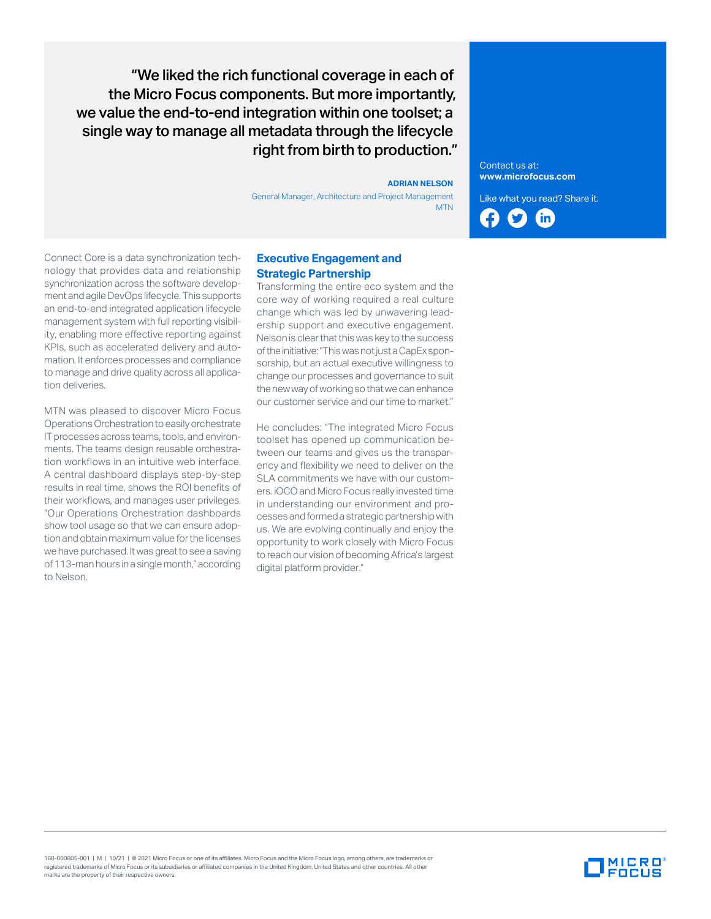> "We liked the rich functional coverage in each of the Micro Focus components. But more importantly, we value the end-to-end integration within one toolset; a single way to manage all metadata through the lifecycle right from birth to production."
>
> **ADRIAN NELSON**
> General Manager, Architecture and Project Management
> MTN

Contact us at:
**www.microfocus.com**

Like what you read? Share it.

Connect Core is a data synchronization technology that provides data and relationship synchronization across the software development and agile DevOps lifecycle. This supports an end-to-end integrated application lifecycle management system with full reporting visibility, enabling more effective reporting against KPIs, such as accelerated delivery and automation. It enforces processes and compliance to manage and drive quality across all application deliveries.

MTN was pleased to discover Micro Focus Operations Orchestration to easily orchestrate IT processes across teams, tools, and environments. The teams design reusable orchestration workflows in an intuitive web interface. A central dashboard displays step-by-step results in real time, shows the ROI benefits of their workflows, and manages user privileges. "Our Operations Orchestration dashboards show tool usage so that we can ensure adoption and obtain maximum value for the licenses we have purchased. It was great to see a saving of 113-man hours in a single month," according to Nelson.

## Executive Engagement and Strategic Partnership

Transforming the entire eco system and the core way of working required a real culture change which was led by unwavering leadership support and executive engagement. Nelson is clear that this was key to the success of the initiative: "This was not just a CapEx sponsorship, but an actual executive willingness to change our processes and governance to suit the new way of working so that we can enhance our customer service and our time to market."

He concludes: "The integrated Micro Focus toolset has opened up communication between our teams and gives us the transparency and flexibility we need to deliver on the SLA commitments we have with our customers. iOCO and Micro Focus really invested time in understanding our environment and processes and formed a strategic partnership with us. We are evolving continually and enjoy the opportunity to work closely with Micro Focus to reach our vision of becoming Africa's largest digital platform provider."

168-000805-001 | M | 10/21 | © 2021 Micro Focus or one of its affiliates. Micro Focus and the Micro Focus logo, among others, are trademarks or registered trademarks of Micro Focus or its subsidiaries or affiliated companies in the United Kingdom, United States and other countries. All other marks are the property of their respective owners.